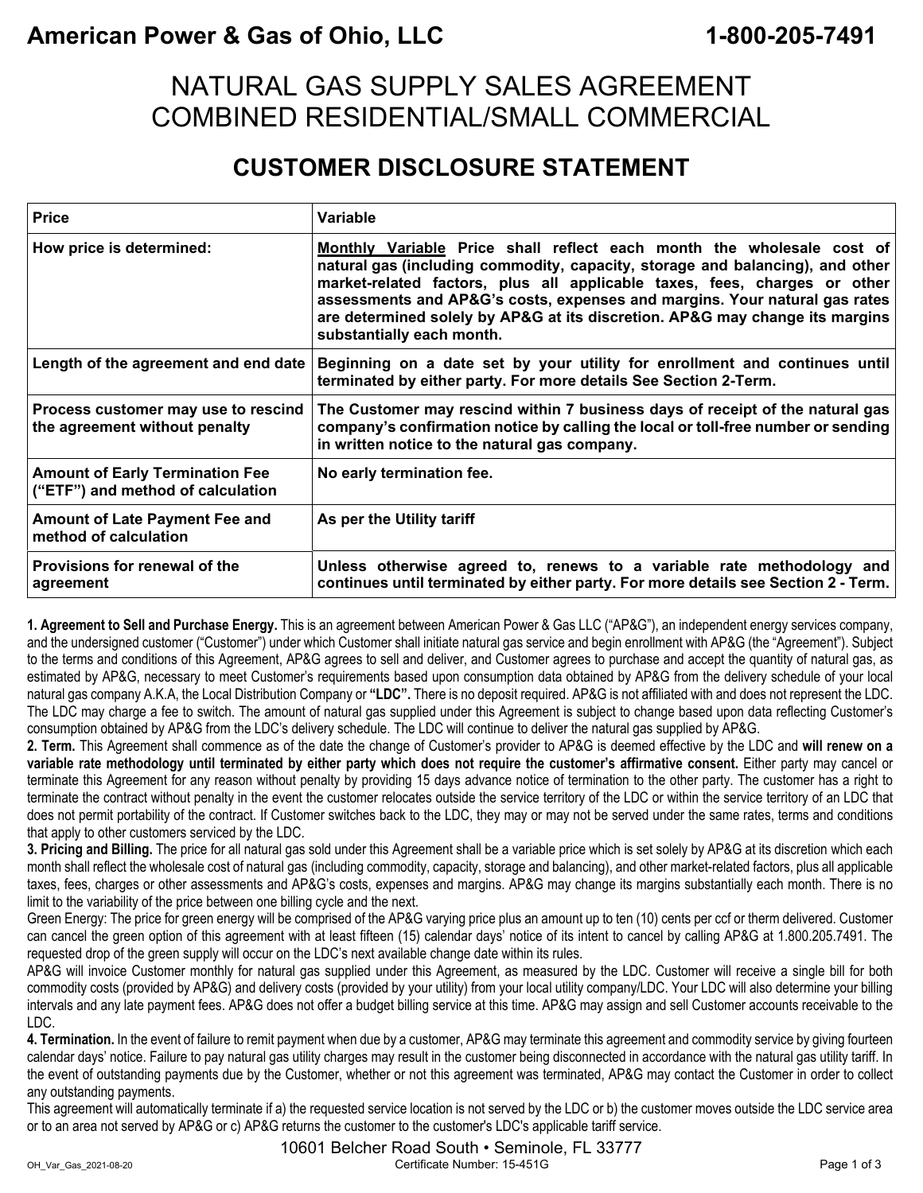**American Power & Gas of Ohio, LLC** **1-800-205-7491**

# NATURAL GAS SUPPLY SALES AGREEMENT COMBINED RESIDENTIAL/SMALL COMMERCIAL

## CUSTOMER DISCLOSURE STATEMENT

| Price | Variable |
|---|---|
| How price is determined: | **Monthly Variable Price shall reflect each month the wholesale cost of natural gas (including commodity, capacity, storage and balancing), and other market-related factors, plus all applicable taxes, fees, charges or other assessments and AP&G's costs, expenses and margins. Your natural gas rates are determined solely by AP&G at its discretion. AP&G may change its margins substantially each month.** |
| Length of the agreement and end date | **Beginning on a date set by your utility for enrollment and continues until terminated by either party. For more details See Section 2-Term.** |
| Process customer may use to rescind the agreement without penalty | **The Customer may rescind within 7 business days of receipt of the natural gas company's confirmation notice by calling the local or toll-free number or sending in written notice to the natural gas company.** |
| Amount of Early Termination Fee ("ETF") and method of calculation | **No early termination fee.** |
| Amount of Late Payment Fee and method of calculation | **As per the Utility tariff** |
| Provisions for renewal of the agreement | **Unless otherwise agreed to, renews to a variable rate methodology and continues until terminated by either party. For more details see Section 2 - Term.** |

**1. Agreement to Sell and Purchase Energy.** This is an agreement between American Power & Gas LLC ("AP&G"), an independent energy services company, and the undersigned customer ("Customer") under which Customer shall initiate natural gas service and begin enrollment with AP&G (the "Agreement"). Subject to the terms and conditions of this Agreement, AP&G agrees to sell and deliver, and Customer agrees to purchase and accept the quantity of natural gas, as estimated by AP&G, necessary to meet Customer's requirements based upon consumption data obtained by AP&G from the delivery schedule of your local natural gas company A.K.A, the Local Distribution Company or **"LDC".** There is no deposit required. AP&G is not affiliated with and does not represent the LDC. The LDC may charge a fee to switch. The amount of natural gas supplied under this Agreement is subject to change based upon data reflecting Customer's consumption obtained by AP&G from the LDC's delivery schedule. The LDC will continue to deliver the natural gas supplied by AP&G.

**2. Term.** This Agreement shall commence as of the date the change of Customer's provider to AP&G is deemed effective by the LDC and **will renew on a variable rate methodology until terminated by either party which does not require the customer's affirmative consent.** Either party may cancel or terminate this Agreement for any reason without penalty by providing 15 days advance notice of termination to the other party. The customer has a right to terminate the contract without penalty in the event the customer relocates outside the service territory of the LDC or within the service territory of an LDC that does not permit portability of the contract. If Customer switches back to the LDC, they may or may not be served under the same rates, terms and conditions that apply to other customers serviced by the LDC.

**3. Pricing and Billing.** The price for all natural gas sold under this Agreement shall be a variable price which is set solely by AP&G at its discretion which each month shall reflect the wholesale cost of natural gas (including commodity, capacity, storage and balancing), and other market-related factors, plus all applicable taxes, fees, charges or other assessments and AP&G's costs, expenses and margins. AP&G may change its margins substantially each month. There is no limit to the variability of the price between one billing cycle and the next.

Green Energy: The price for green energy will be comprised of the AP&G varying price plus an amount up to ten (10) cents per ccf or therm delivered. Customer can cancel the green option of this agreement with at least fifteen (15) calendar days' notice of its intent to cancel by calling AP&G at 1.800.205.7491. The requested drop of the green supply will occur on the LDC's next available change date within its rules.

AP&G will invoice Customer monthly for natural gas supplied under this Agreement, as measured by the LDC. Customer will receive a single bill for both commodity costs (provided by AP&G) and delivery costs (provided by your utility) from your local utility company/LDC. Your LDC will also determine your billing intervals and any late payment fees. AP&G does not offer a budget billing service at this time. AP&G may assign and sell Customer accounts receivable to the LDC.

**4. Termination.** In the event of failure to remit payment when due by a customer, AP&G may terminate this agreement and commodity service by giving fourteen calendar days' notice. Failure to pay natural gas utility charges may result in the customer being disconnected in accordance with the natural gas utility tariff. In the event of outstanding payments due by the Customer, whether or not this agreement was terminated, AP&G may contact the Customer in order to collect any outstanding payments.

This agreement will automatically terminate if a) the requested service location is not served by the LDC or b) the customer moves outside the LDC service area or to an area not served by AP&G or c) AP&G returns the customer to the customer's LDC's applicable tariff service.

10601 Belcher Road South • Seminole, FL 33777

Certificate Number: 15-451G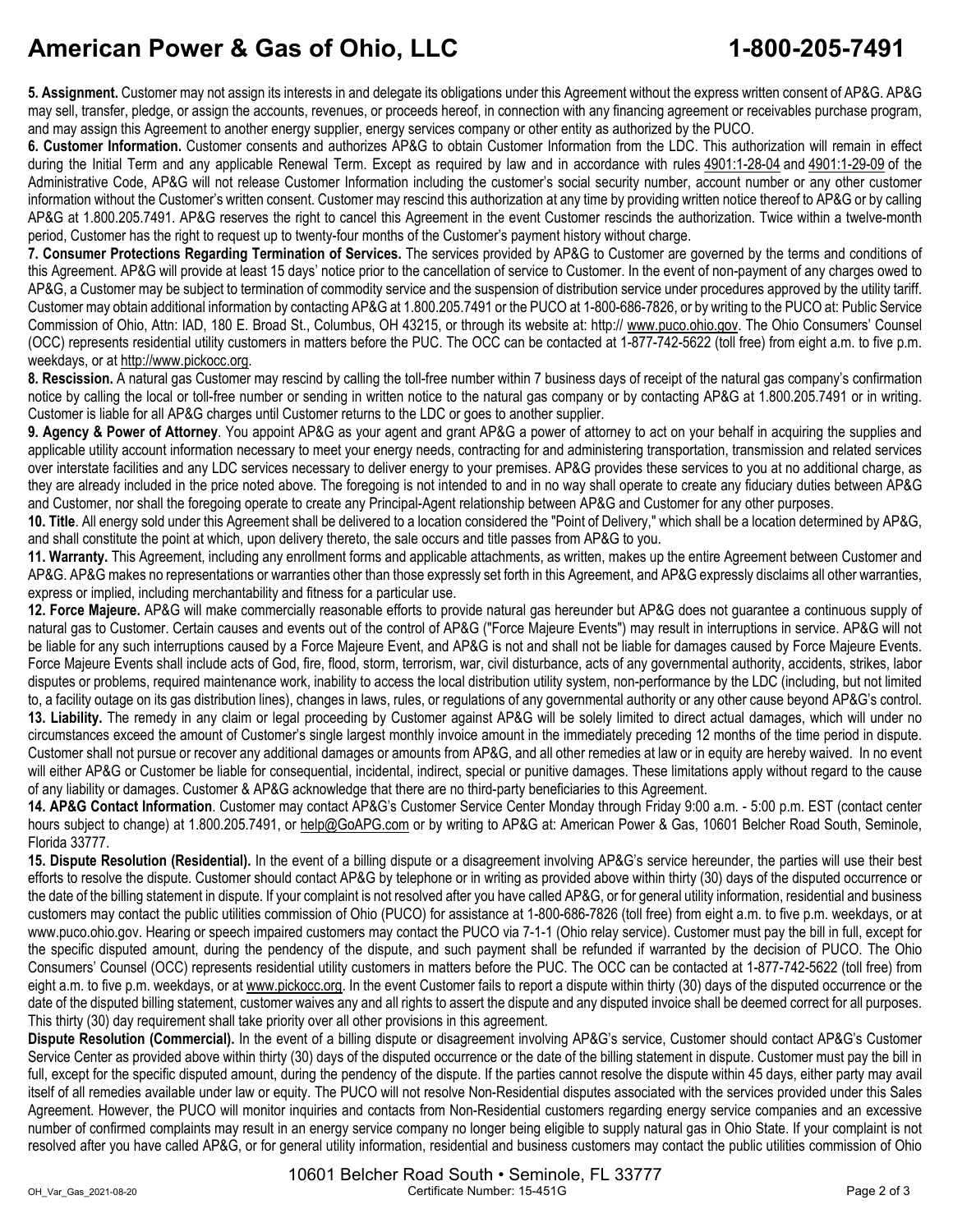**5. Assignment.** Customer may not assign its interests in and delegate its obligations under this Agreement without the express written consent of AP&G. AP&G may sell, transfer, pledge, or assign the accounts, revenues, or proceeds hereof, in connection with any financing agreement or receivables purchase program, and may assign this Agreement to another energy supplier, energy services company or other entity as authorized by the PUCO.

**6. Customer Information.** Customer consents and authorizes AP&G to obtain Customer Information from the LDC. This authorization will remain in effect during the Initial Term and any applicable Renewal Term. Except as required by law and in accordance with rules 4901:1-28-04 and 4901:1-29-09 of the Administrative Code, AP&G will not release Customer Information including the customer's social security number, account number or any other customer information without the Customer's written consent. Customer may rescind this authorization at any time by providing written notice thereof to AP&G or by calling AP&G at 1.800.205.7491. AP&G reserves the right to cancel this Agreement in the event Customer rescinds the authorization. Twice within a twelve-month period, Customer has the right to request up to twenty-four months of the Customer's payment history without charge.

**7. Consumer Protections Regarding Termination of Services.** The services provided by AP&G to Customer are governed by the terms and conditions of this Agreement. AP&G will provide at least 15 days' notice prior to the cancellation of service to Customer. In the event of non-payment of any charges owed to AP&G, a Customer may be subject to termination of commodity service and the suspension of distribution service under procedures approved by the utility tariff. Customer may obtain additional information by contacting AP&G at 1.800.205.7491 or the PUCO at 1-800-686-7826, or by writing to the PUCO at: Public Service Commission of Ohio, Attn: IAD, 180 E. Broad St., Columbus, OH 43215, or through its website at: http:// www.puco.ohio.gov. The Ohio Consumers' Counsel (OCC) represents residential utility customers in matters before the PUC. The OCC can be contacted at 1-877-742-5622 (toll free) from eight a.m. to five p.m. weekdays, or at http://www.pickocc.org.

**8. Rescission.** A natural gas Customer may rescind by calling the toll-free number within 7 business days of receipt of the natural gas company's confirmation notice by calling the local or toll-free number or sending in written notice to the natural gas company or by contacting AP&G at 1.800.205.7491 or in writing. Customer is liable for all AP&G charges until Customer returns to the LDC or goes to another supplier.

**9. Agency & Power of Attorney**. You appoint AP&G as your agent and grant AP&G a power of attorney to act on your behalf in acquiring the supplies and applicable utility account information necessary to meet your energy needs, contracting for and administering transportation, transmission and related services over interstate facilities and any LDC services necessary to deliver energy to your premises. AP&G provides these services to you at no additional charge, as they are already included in the price noted above. The foregoing is not intended to and in no way shall operate to create any fiduciary duties between AP&G and Customer, nor shall the foregoing operate to create any Principal-Agent relationship between AP&G and Customer for any other purposes.

**10. Title**. All energy sold under this Agreement shall be delivered to a location considered the "Point of Delivery," which shall be a location determined by AP&G, and shall constitute the point at which, upon delivery thereto, the sale occurs and title passes from AP&G to you.

**11. Warranty.** This Agreement, including any enrollment forms and applicable attachments, as written, makes up the entire Agreement between Customer and AP&G. AP&G makes no representations or warranties other than those expressly set forth in this Agreement, and AP&G expressly disclaims all other warranties, express or implied, including merchantability and fitness for a particular use.

**12. Force Majeure.** AP&G will make commercially reasonable efforts to provide natural gas hereunder but AP&G does not guarantee a continuous supply of natural gas to Customer. Certain causes and events out of the control of AP&G ("Force Majeure Events") may result in interruptions in service. AP&G will not be liable for any such interruptions caused by a Force Majeure Event, and AP&G is not and shall not be liable for damages caused by Force Majeure Events. Force Majeure Events shall include acts of God, fire, flood, storm, terrorism, war, civil disturbance, acts of any governmental authority, accidents, strikes, labor disputes or problems, required maintenance work, inability to access the local distribution utility system, non-performance by the LDC (including, but not limited to, a facility outage on its gas distribution lines), changes in laws, rules, or regulations of any governmental authority or any other cause beyond AP&G's control.

**13. Liability.** The remedy in any claim or legal proceeding by Customer against AP&G will be solely limited to direct actual damages, which will under no circumstances exceed the amount of Customer's single largest monthly invoice amount in the immediately preceding 12 months of the time period in dispute. Customer shall not pursue or recover any additional damages or amounts from AP&G, and all other remedies at law or in equity are hereby waived. In no event will either AP&G or Customer be liable for consequential, incidental, indirect, special or punitive damages. These limitations apply without regard to the cause of any liability or damages. Customer & AP&G acknowledge that there are no third-party beneficiaries to this Agreement.

**14. AP&G Contact Information**. Customer may contact AP&G's Customer Service Center Monday through Friday 9:00 a.m. - 5:00 p.m. EST (contact center hours subject to change) at 1.800.205.7491, or help@GoAPG.com or by writing to AP&G at: American Power & Gas, 10601 Belcher Road South, Seminole, Florida 33777.

**15. Dispute Resolution (Residential).** In the event of a billing dispute or a disagreement involving AP&G's service hereunder, the parties will use their best efforts to resolve the dispute. Customer should contact AP&G by telephone or in writing as provided above within thirty (30) days of the disputed occurrence or the date of the billing statement in dispute. If your complaint is not resolved after you have called AP&G, or for general utility information, residential and business customers may contact the public utilities commission of Ohio (PUCO) for assistance at 1-800-686-7826 (toll free) from eight a.m. to five p.m. weekdays, or at www.puco.ohio.gov. Hearing or speech impaired customers may contact the PUCO via 7-1-1 (Ohio relay service). Customer must pay the bill in full, except for the specific disputed amount, during the pendency of the dispute, and such payment shall be refunded if warranted by the decision of PUCO. The Ohio Consumers' Counsel (OCC) represents residential utility customers in matters before the PUC. The OCC can be contacted at 1-877-742-5622 (toll free) from eight a.m. to five p.m. weekdays, or at www.pickocc.org. In the event Customer fails to report a dispute within thirty (30) days of the disputed occurrence or the date of the disputed billing statement, customer waives any and all rights to assert the dispute and any disputed invoice shall be deemed correct for all purposes. This thirty (30) day requirement shall take priority over all other provisions in this agreement.

**Dispute Resolution (Commercial).** In the event of a billing dispute or disagreement involving AP&G's service, Customer should contact AP&G's Customer Service Center as provided above within thirty (30) days of the disputed occurrence or the date of the billing statement in dispute. Customer must pay the bill in full, except for the specific disputed amount, during the pendency of the dispute. If the parties cannot resolve the dispute within 45 days, either party may avail itself of all remedies available under law or equity. The PUCO will not resolve Non-Residential disputes associated with the services provided under this Sales Agreement. However, the PUCO will monitor inquiries and contacts from Non-Residential customers regarding energy service companies and an excessive number of confirmed complaints may result in an energy service company no longer being eligible to supply natural gas in Ohio State. If your complaint is not resolved after you have called AP&G, or for general utility information, residential and business customers may contact the public utilities commission of Ohio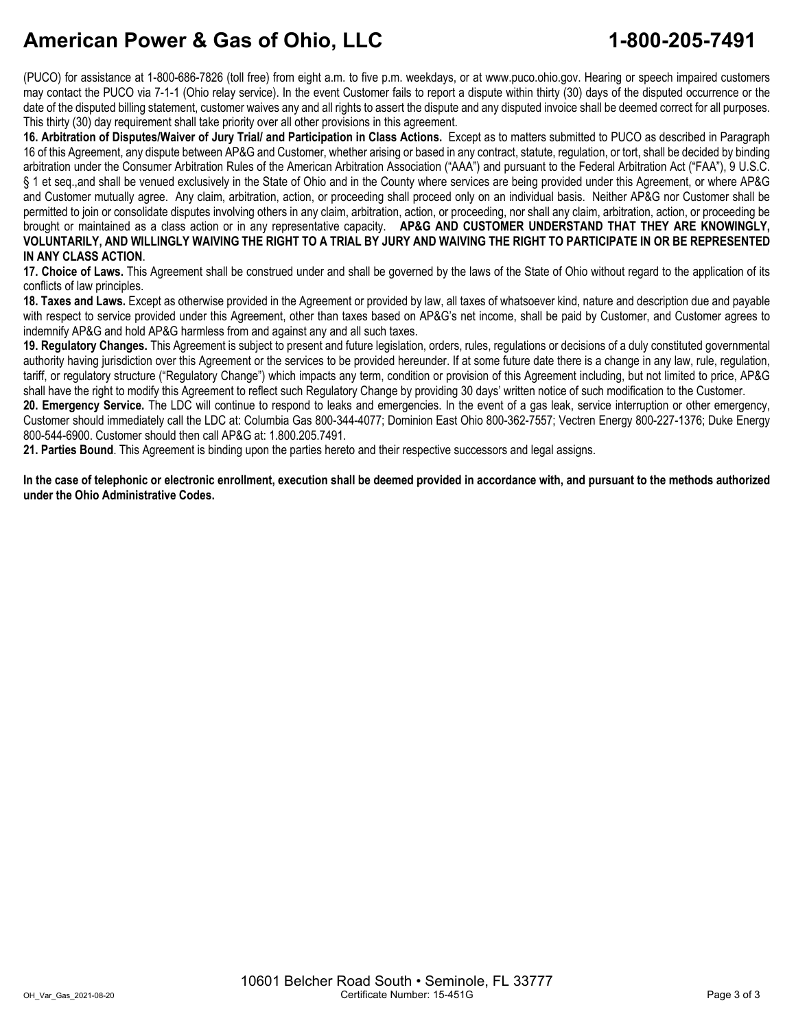(PUCO) for assistance at 1-800-686-7826 (toll free) from eight a.m. to five p.m. weekdays, or at www.puco.ohio.gov. Hearing or speech impaired customers may contact the PUCO via 7-1-1 (Ohio relay service). In the event Customer fails to report a dispute within thirty (30) days of the disputed occurrence or the date of the disputed billing statement, customer waives any and all rights to assert the dispute and any disputed invoice shall be deemed correct for all purposes. This thirty (30) day requirement shall take priority over all other provisions in this agreement.

**16. Arbitration of Disputes/Waiver of Jury Trial/ and Participation in Class Actions.** Except as to matters submitted to PUCO as described in Paragraph 16 of this Agreement, any dispute between AP&G and Customer, whether arising or based in any contract, statute, regulation, or tort, shall be decided by binding arbitration under the Consumer Arbitration Rules of the American Arbitration Association ("AAA") and pursuant to the Federal Arbitration Act ("FAA"), 9 U.S.C. § 1 et seq.,and shall be venued exclusively in the State of Ohio and in the County where services are being provided under this Agreement, or where AP&G and Customer mutually agree. Any claim, arbitration, action, or proceeding shall proceed only on an individual basis. Neither AP&G nor Customer shall be permitted to join or consolidate disputes involving others in any claim, arbitration, action, or proceeding, nor shall any claim, arbitration, action, or proceeding be brought or maintained as a class action or in any representative capacity. **AP&G AND CUSTOMER UNDERSTAND THAT THEY ARE KNOWINGLY, VOLUNTARILY, AND WILLINGLY WAIVING THE RIGHT TO A TRIAL BY JURY AND WAIVING THE RIGHT TO PARTICIPATE IN OR BE REPRESENTED IN ANY CLASS ACTION**.

**17. Choice of Laws.** This Agreement shall be construed under and shall be governed by the laws of the State of Ohio without regard to the application of its conflicts of law principles.

**18. Taxes and Laws.** Except as otherwise provided in the Agreement or provided by law, all taxes of whatsoever kind, nature and description due and payable with respect to service provided under this Agreement, other than taxes based on AP&G's net income, shall be paid by Customer, and Customer agrees to indemnify AP&G and hold AP&G harmless from and against any and all such taxes.

**19. Regulatory Changes.** This Agreement is subject to present and future legislation, orders, rules, regulations or decisions of a duly constituted governmental authority having jurisdiction over this Agreement or the services to be provided hereunder. If at some future date there is a change in any law, rule, regulation, tariff, or regulatory structure ("Regulatory Change") which impacts any term, condition or provision of this Agreement including, but not limited to price, AP&G shall have the right to modify this Agreement to reflect such Regulatory Change by providing 30 days' written notice of such modification to the Customer.

**20. Emergency Service.** The LDC will continue to respond to leaks and emergencies. In the event of a gas leak, service interruption or other emergency, Customer should immediately call the LDC at: Columbia Gas 800-344-4077; Dominion East Ohio 800-362-7557; Vectren Energy 800-227-1376; Duke Energy 800-544-6900. Customer should then call AP&G at: 1.800.205.7491.

**21. Parties Bound**. This Agreement is binding upon the parties hereto and their respective successors and legal assigns.

**In the case of telephonic or electronic enrollment, execution shall be deemed provided in accordance with, and pursuant to the methods authorized under the Ohio Administrative Codes.**

10601 Belcher Road South • Seminole, FL 33777
Certificate Number: 15-451G